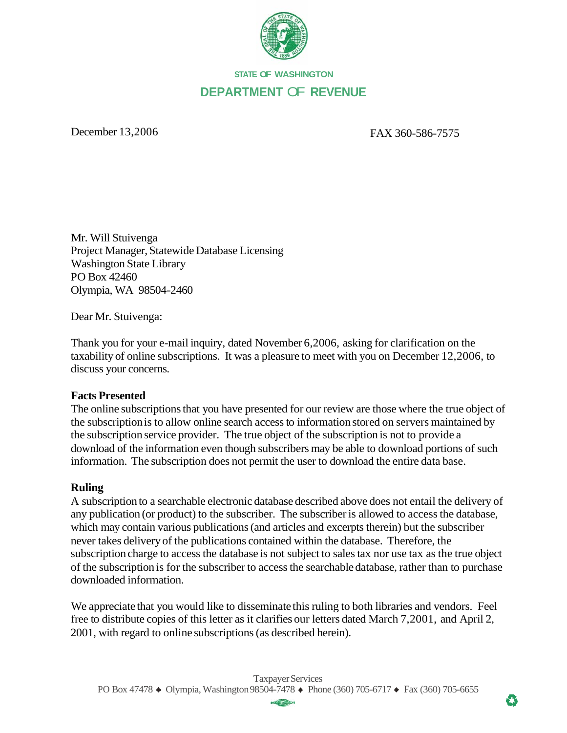STATE OF WASHINGTON

DEPARTMENT OF REVENUE

December 13,2006

FAX 360-586-7575

Mr. Will Stuivenga
Project Manager, Statewide Database Licensing
Washington State Library
PO Box 42460
Olympia, WA 98504-2460

Dear Mr. Stuivenga:

Thank you for your e-mail inquiry, dated November 6,2006, asking for clarification on the taxability of online subscriptions. It was a pleasure to meet with you on December 12,2006, to discuss your concerns.

**Facts Presented**
The online subscriptions that you have presented for our review are those where the true object of the subscription is to allow online search access to information stored on servers maintained by the subscription service provider. The true object of the subscription is not to provide a download of the information even though subscribers may be able to download portions of such information. The subscription does not permit the user to download the entire data base.

**Ruling**
A subscription to a searchable electronic database described above does not entail the delivery of any publication (or product) to the subscriber. The subscriber is allowed to access the database, which may contain various publications (and articles and excerpts therein) but the subscriber never takes delivery of the publications contained within the database. Therefore, the subscription charge to access the database is not subject to sales tax nor use tax as the true object of the subscription is for the subscriber to access the searchable database, rather than to purchase downloaded information.

We appreciate that you would like to disseminate this ruling to both libraries and vendors. Feel free to distribute copies of this letter as it clarifies our letters dated March 7,2001, and April 2, 2001, with regard to online subscriptions (as described herein).

Taxpayer Services
PO Box 47478 ◆ Olympia, Washington 98504-7478 ◆ Phone (360) 705-6717 ◆ Fax (360) 705-6655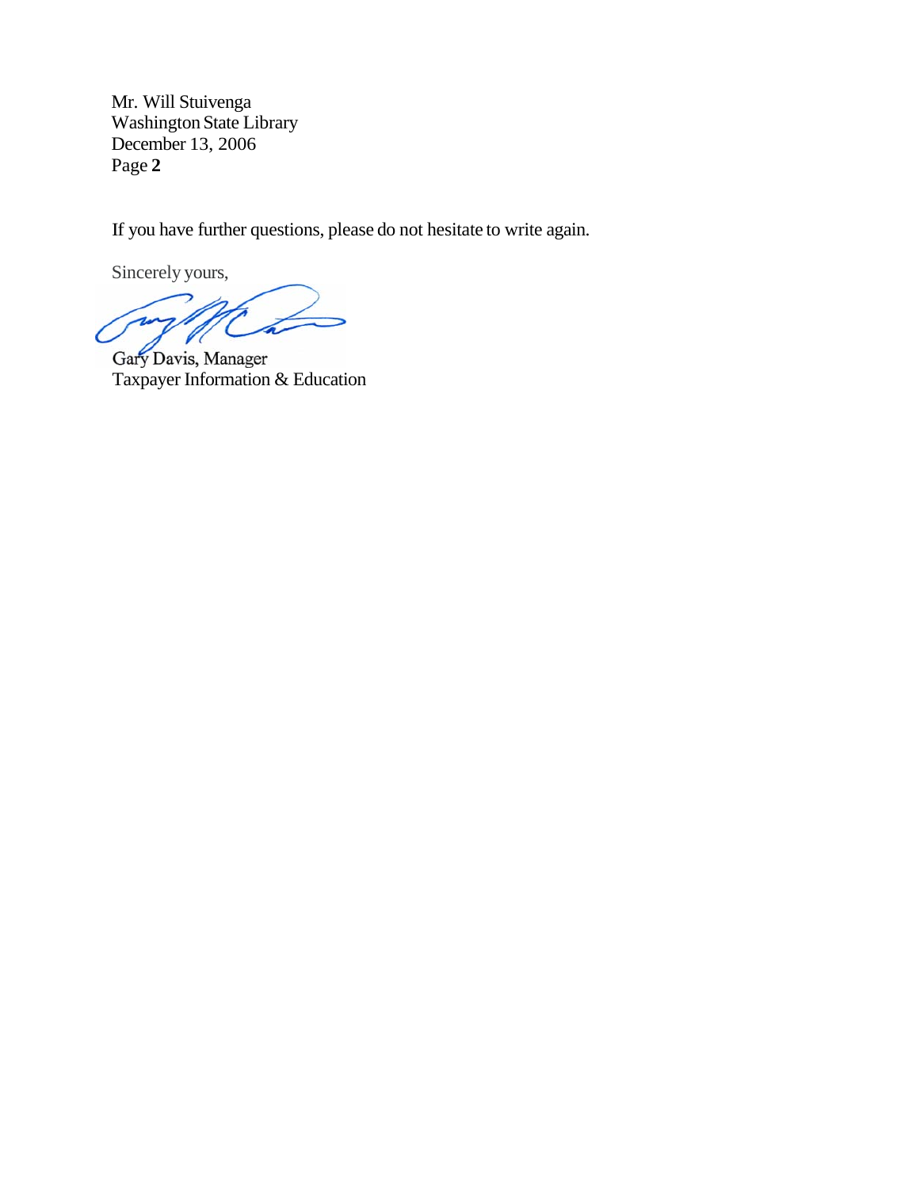Mr. Will Stuivenga
Washington State Library
December 13, 2006
Page **2**

If you have further questions, please do not hesitate to write again.

Sincerely yours,

Gary Davis, Manager
Taxpayer Information & Education